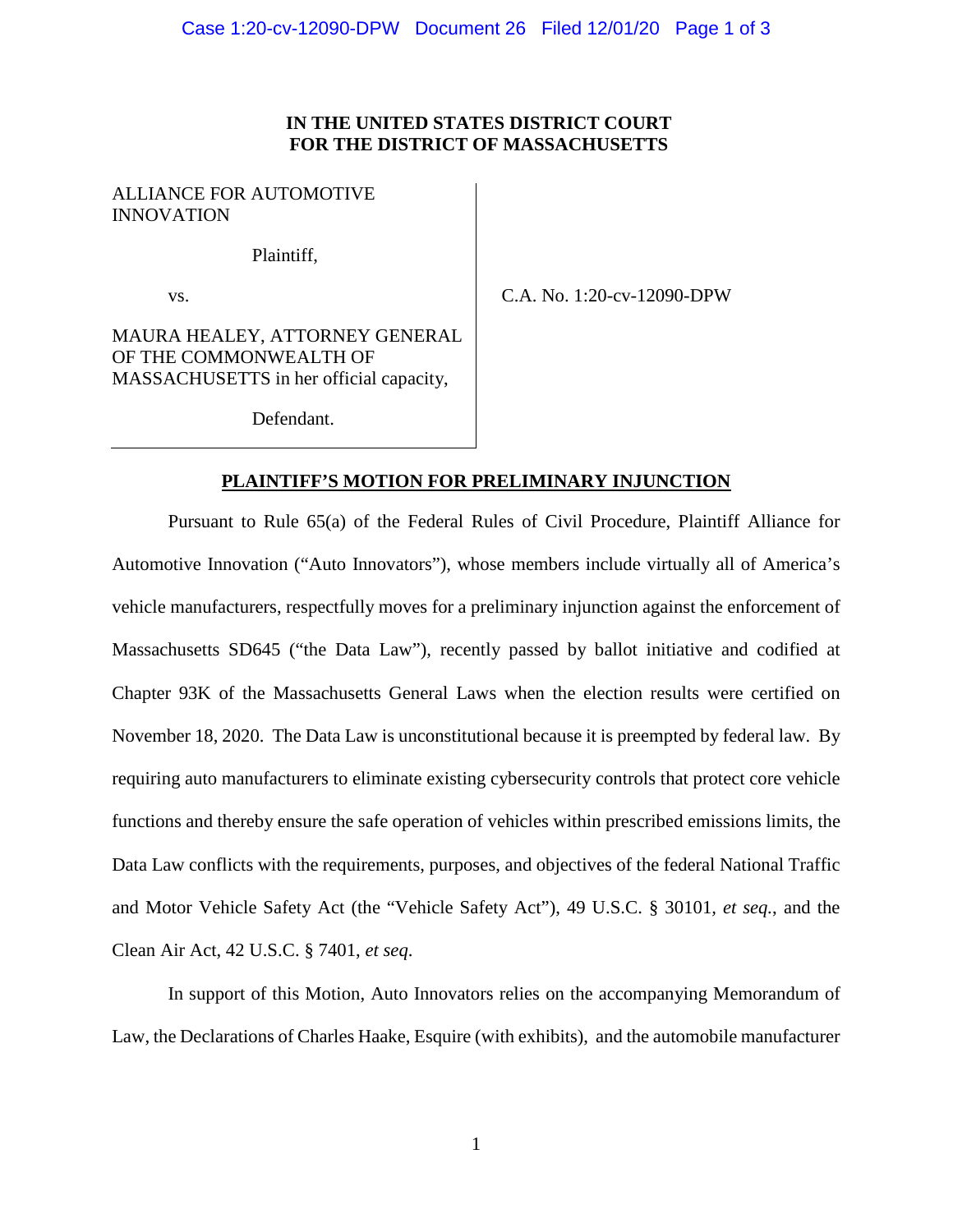**IN THE UNITED STATES DISTRICT COURT**
**FOR THE DISTRICT OF MASSACHUSETTS**

| | |
|---|---|
| ALLIANCE FOR AUTOMOTIVE INNOVATION<br><br>Plaintiff,<br><br>vs.<br><br>MAURA HEALEY, ATTORNEY GENERAL OF THE COMMONWEALTH OF MASSACHUSETTS in her official capacity,<br><br>Defendant. | C.A. No. 1:20-cv-12090-DPW |

## PLAINTIFF'S MOTION FOR PRELIMINARY INJUNCTION

Pursuant to Rule 65(a) of the Federal Rules of Civil Procedure, Plaintiff Alliance for Automotive Innovation ("Auto Innovators"), whose members include virtually all of America's vehicle manufacturers, respectfully moves for a preliminary injunction against the enforcement of Massachusetts SD645 ("the Data Law"), recently passed by ballot initiative and codified at Chapter 93K of the Massachusetts General Laws when the election results were certified on November 18, 2020. The Data Law is unconstitutional because it is preempted by federal law. By requiring auto manufacturers to eliminate existing cybersecurity controls that protect core vehicle functions and thereby ensure the safe operation of vehicles within prescribed emissions limits, the Data Law conflicts with the requirements, purposes, and objectives of the federal National Traffic and Motor Vehicle Safety Act (the "Vehicle Safety Act"), 49 U.S.C. § 30101, *et seq.*, and the Clean Air Act, 42 U.S.C. § 7401, *et seq*.

In support of this Motion, Auto Innovators relies on the accompanying Memorandum of Law, the Declarations of Charles Haake, Esquire (with exhibits), and the automobile manufacturer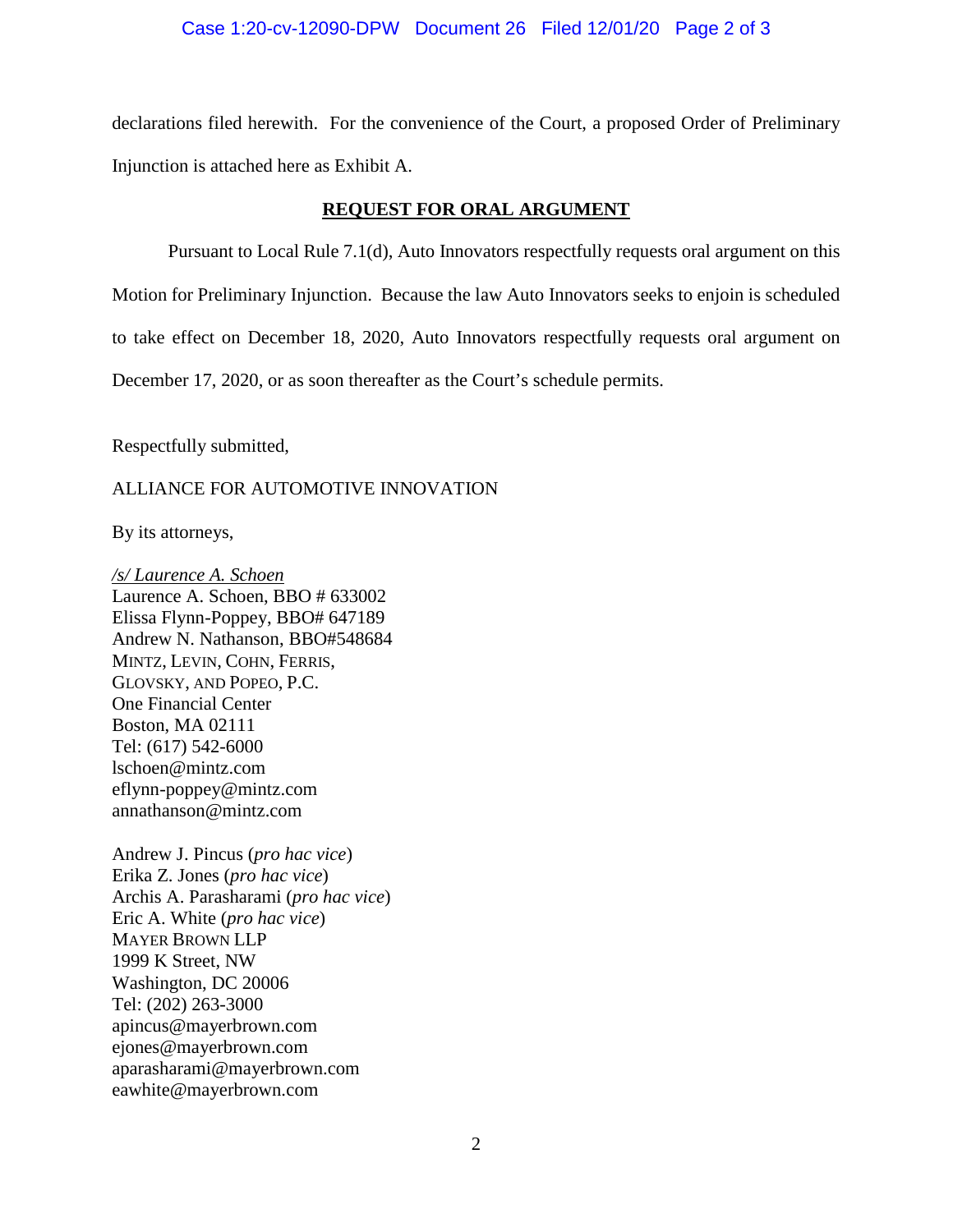declarations filed herewith. For the convenience of the Court, a proposed Order of Preliminary Injunction is attached here as Exhibit A.

## **REQUEST FOR ORAL ARGUMENT**

Pursuant to Local Rule 7.1(d), Auto Innovators respectfully requests oral argument on this Motion for Preliminary Injunction. Because the law Auto Innovators seeks to enjoin is scheduled to take effect on December 18, 2020, Auto Innovators respectfully requests oral argument on December 17, 2020, or as soon thereafter as the Court's schedule permits.

Respectfully submitted,

ALLIANCE FOR AUTOMOTIVE INNOVATION

By its attorneys,

*/s/ Laurence A. Schoen*
Laurence A. Schoen, BBO # 633002
Elissa Flynn-Poppey, BBO# 647189
Andrew N. Nathanson, BBO#548684
MINTZ, LEVIN, COHN, FERRIS,
GLOVSKY, AND POPEO, P.C.
One Financial Center
Boston, MA 02111
Tel: (617) 542-6000
lschoen@mintz.com
eflynn-poppey@mintz.com
annathanson@mintz.com

Andrew J. Pincus (*pro hac vice*)
Erika Z. Jones (*pro hac vice*)
Archis A. Parasharami (*pro hac vice*)
Eric A. White (*pro hac vice*)
MAYER BROWN LLP
1999 K Street, NW
Washington, DC 20006
Tel: (202) 263-3000
apincus@mayerbrown.com
ejones@mayerbrown.com
aparasharami@mayerbrown.com
eawhite@mayerbrown.com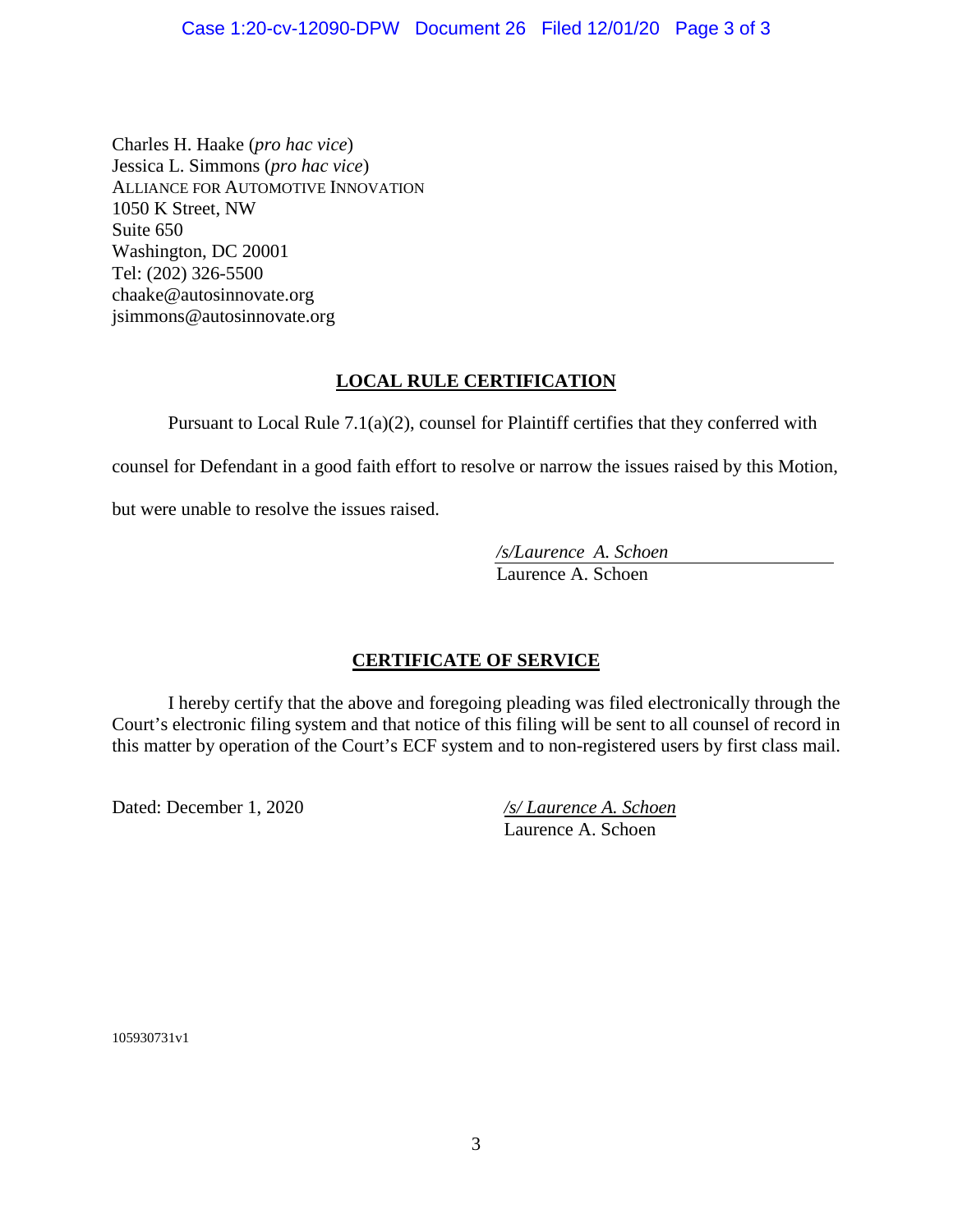Charles H. Haake (*pro hac vice*)
Jessica L. Simmons (*pro hac vice*)
ALLIANCE FOR AUTOMOTIVE INNOVATION
1050 K Street, NW
Suite 650
Washington, DC 20001
Tel: (202) 326-5500
chaake@autosinnovate.org
jsimmons@autosinnovate.org

## LOCAL RULE CERTIFICATION

Pursuant to Local Rule 7.1(a)(2), counsel for Plaintiff certifies that they conferred with counsel for Defendant in a good faith effort to resolve or narrow the issues raised by this Motion, but were unable to resolve the issues raised.

*/s/Laurence A. Schoen*
Laurence A. Schoen

## CERTIFICATE OF SERVICE

I hereby certify that the above and foregoing pleading was filed electronically through the Court's electronic filing system and that notice of this filing will be sent to all counsel of record in this matter by operation of the Court's ECF system and to non-registered users by first class mail.

Dated: December 1, 2020

*/s/ Laurence A. Schoen*
Laurence A. Schoen

105930731v1